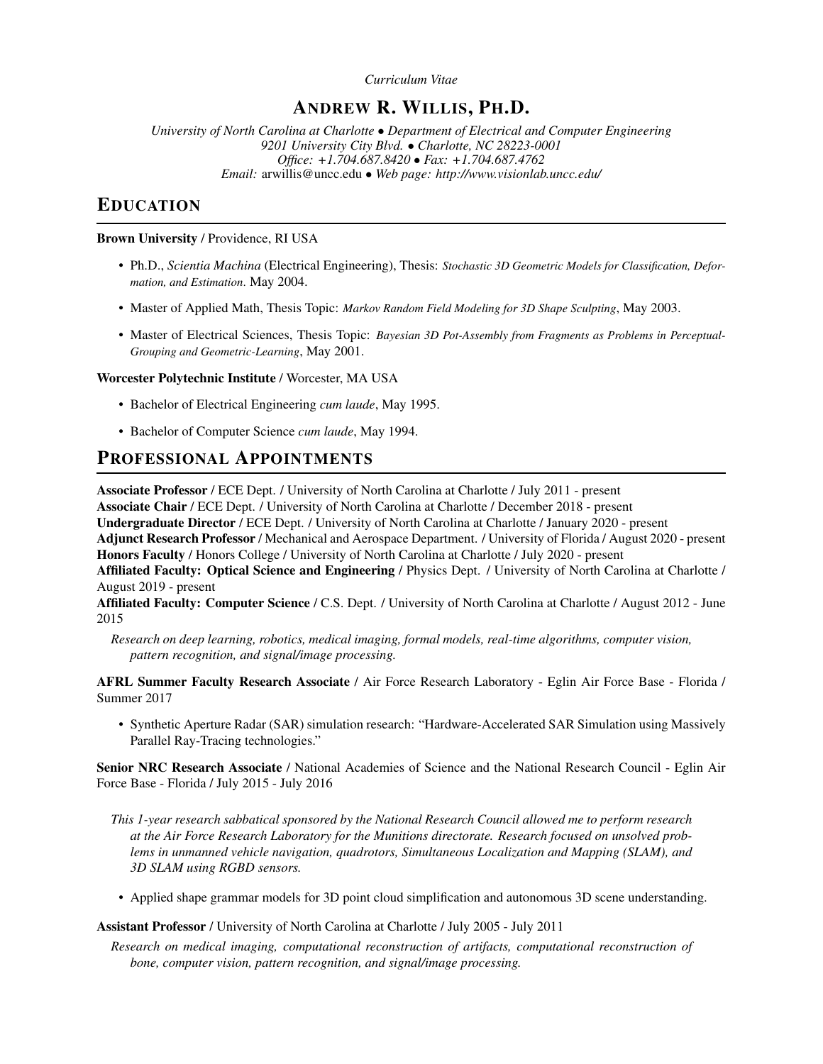*Curriculum Vitae*

# ANDREW R. WILLIS, PH.D.

*University of North Carolina at Charlotte • Department of Electrical and Computer Engineering*
*9201 University City Blvd. • Charlotte, NC 28223-0001*
*Office: +1.704.687.8420 • Fax: +1.704.687.4762*
*Email:* arwillis@uncc.edu • *Web page: http://www.visionlab.uncc.edu/*

## EDUCATION

**Brown University /** Providence, RI USA

- Ph.D., *Scientia Machina* (Electrical Engineering), Thesis: *Stochastic 3D Geometric Models for Classification, Deformation, and Estimation*. May 2004.
- Master of Applied Math, Thesis Topic: *Markov Random Field Modeling for 3D Shape Sculpting*, May 2003.
- Master of Electrical Sciences, Thesis Topic: *Bayesian 3D Pot-Assembly from Fragments as Problems in Perceptual-Grouping and Geometric-Learning*, May 2001.

**Worcester Polytechnic Institute /** Worcester, MA USA

- Bachelor of Electrical Engineering *cum laude*, May 1995.
- Bachelor of Computer Science *cum laude*, May 1994.

## PROFESSIONAL APPOINTMENTS

**Associate Professor /** ECE Dept. / University of North Carolina at Charlotte / July 2011 - present
**Associate Chair /** ECE Dept. / University of North Carolina at Charlotte / December 2018 - present
**Undergraduate Director /** ECE Dept. / University of North Carolina at Charlotte / January 2020 - present
**Adjunct Research Professor /** Mechanical and Aerospace Department. / University of Florida / August 2020 - present
**Honors Faculty /** Honors College / University of North Carolina at Charlotte / July 2020 - present
**Affiliated Faculty: Optical Science and Engineering /** Physics Dept. / University of North Carolina at Charlotte / August 2019 - present
**Affiliated Faculty: Computer Science /** C.S. Dept. / University of North Carolina at Charlotte / August 2012 - June 2015

*Research on deep learning, robotics, medical imaging, formal models, real-time algorithms, computer vision, pattern recognition, and signal/image processing.*

**AFRL Summer Faculty Research Associate /** Air Force Research Laboratory - Eglin Air Force Base - Florida / Summer 2017

- Synthetic Aperture Radar (SAR) simulation research: "Hardware-Accelerated SAR Simulation using Massively Parallel Ray-Tracing technologies."

**Senior NRC Research Associate /** National Academies of Science and the National Research Council - Eglin Air Force Base - Florida / July 2015 - July 2016

*This 1-year research sabbatical sponsored by the National Research Council allowed me to perform research at the Air Force Research Laboratory for the Munitions directorate. Research focused on unsolved problems in unmanned vehicle navigation, quadrotors, Simultaneous Localization and Mapping (SLAM), and 3D SLAM using RGBD sensors.*

- Applied shape grammar models for 3D point cloud simplification and autonomous 3D scene understanding.

**Assistant Professor /** University of North Carolina at Charlotte / July 2005 - July 2011

*Research on medical imaging, computational reconstruction of artifacts, computational reconstruction of bone, computer vision, pattern recognition, and signal/image processing.*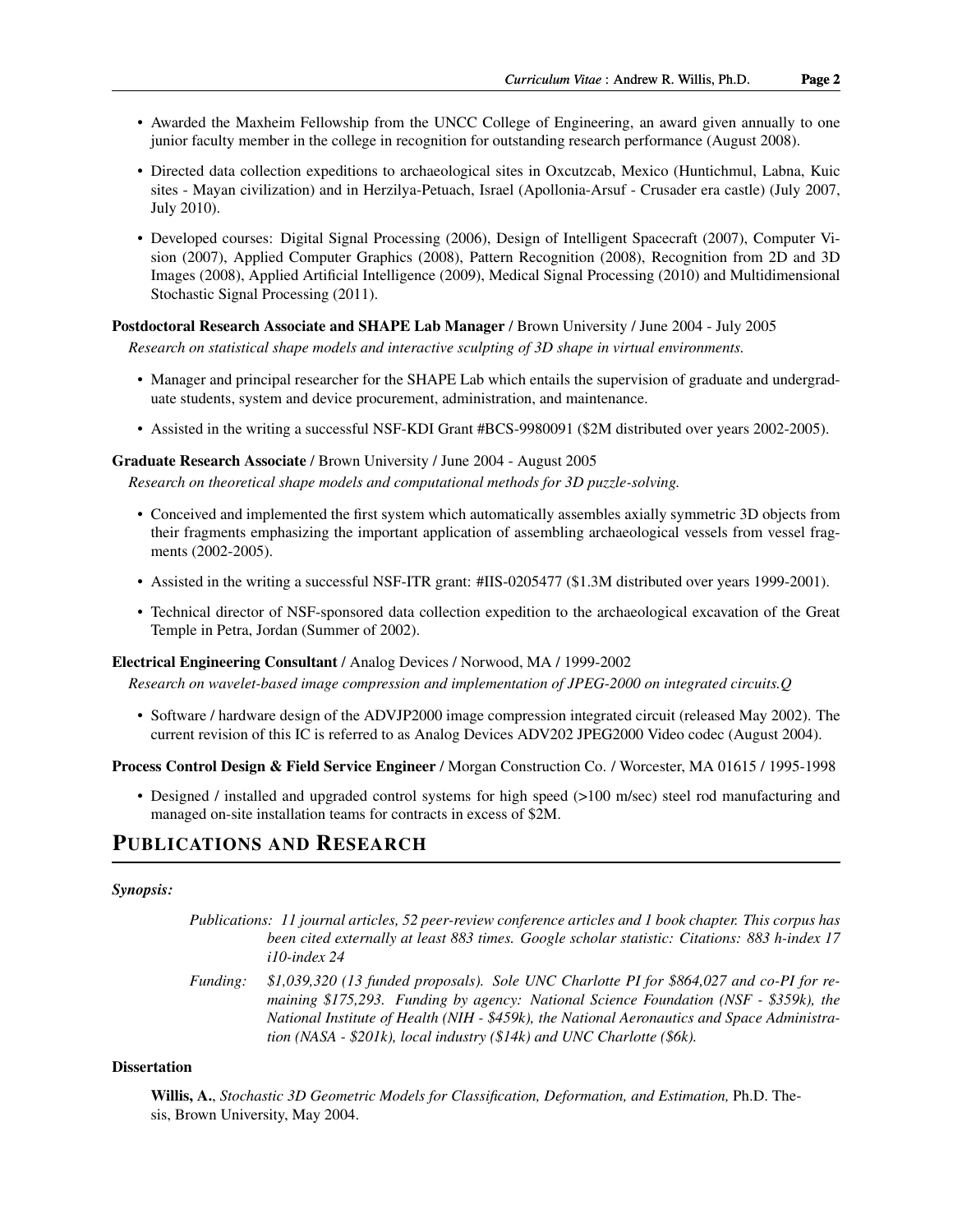- Awarded the Maxheim Fellowship from the UNCC College of Engineering, an award given annually to one junior faculty member in the college in recognition for outstanding research performance (August 2008).

- Directed data collection expeditions to archaeological sites in Oxcutzcab, Mexico (Huntichmul, Labna, Kuic sites - Mayan civilization) and in Herzilya-Petuach, Israel (Apollonia-Arsuf - Crusader era castle) (July 2007, July 2010).

- Developed courses: Digital Signal Processing (2006), Design of Intelligent Spacecraft (2007), Computer Vision (2007), Applied Computer Graphics (2008), Pattern Recognition (2008), Recognition from 2D and 3D Images (2008), Applied Artificial Intelligence (2009), Medical Signal Processing (2010) and Multidimensional Stochastic Signal Processing (2011).

**Postdoctoral Research Associate and SHAPE Lab Manager** / Brown University / June 2004 - July 2005

*Research on statistical shape models and interactive sculpting of 3D shape in virtual environments.*

- Manager and principal researcher for the SHAPE Lab which entails the supervision of graduate and undergraduate students, system and device procurement, administration, and maintenance.

- Assisted in the writing a successful NSF-KDI Grant #BCS-9980091 ($2M distributed over years 2002-2005).

**Graduate Research Associate** / Brown University / June 2004 - August 2005

*Research on theoretical shape models and computational methods for 3D puzzle-solving.*

- Conceived and implemented the first system which automatically assembles axially symmetric 3D objects from their fragments emphasizing the important application of assembling archaeological vessels from vessel fragments (2002-2005).

- Assisted in the writing a successful NSF-ITR grant: #IIS-0205477 ($1.3M distributed over years 1999-2001).

- Technical director of NSF-sponsored data collection expedition to the archaeological excavation of the Great Temple in Petra, Jordan (Summer of 2002).

**Electrical Engineering Consultant** / Analog Devices / Norwood, MA / 1999-2002

*Research on wavelet-based image compression and implementation of JPEG-2000 on integrated circuits.Q*

- Software / hardware design of the ADVJP2000 image compression integrated circuit (released May 2002). The current revision of this IC is referred to as Analog Devices ADV202 JPEG2000 Video codec (August 2004).

**Process Control Design & Field Service Engineer** / Morgan Construction Co. / Worcester, MA 01615 / 1995-1998

- Designed / installed and upgraded control systems for high speed (>100 m/sec) steel rod manufacturing and managed on-site installation teams for contracts in excess of $2M.

## PUBLICATIONS AND RESEARCH

***Synopsis:***

*Publications: 11 journal articles, 52 peer-review conference articles and 1 book chapter. This corpus has been cited externally at least 883 times. Google scholar statistic: Citations: 883 h-index 17 i10-index 24*

*Funding: $1,039,320 (13 funded proposals). Sole UNC Charlotte PI for $864,027 and co-PI for remaining $175,293. Funding by agency: National Science Foundation (NSF - $359k), the National Institute of Health (NIH - $459k), the National Aeronautics and Space Administration (NASA - $201k), local industry ($14k) and UNC Charlotte ($6k).*

**Dissertation**

**Willis, A.**, *Stochastic 3D Geometric Models for Classification, Deformation, and Estimation,* Ph.D. Thesis, Brown University, May 2004.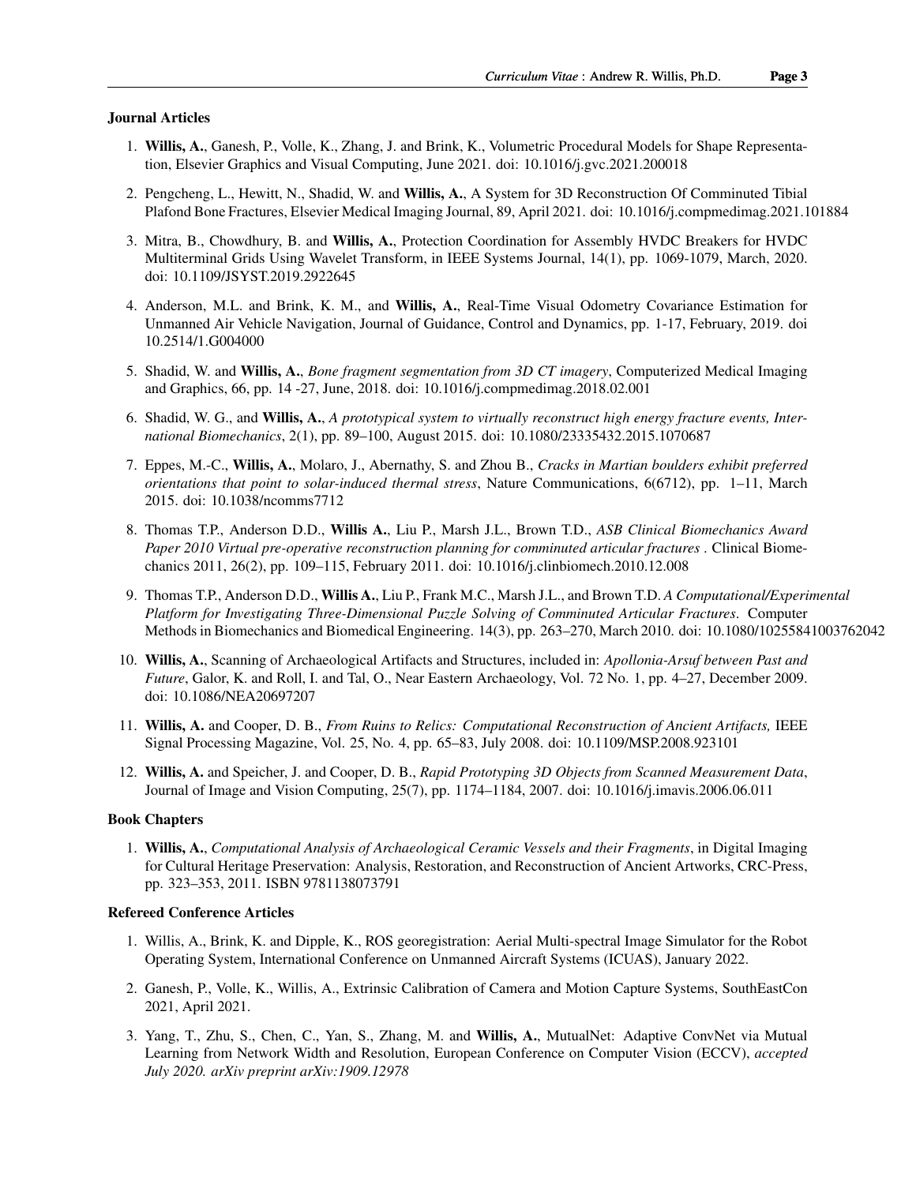### Journal Articles

1. **Willis, A.**, Ganesh, P., Volle, K., Zhang, J. and Brink, K., Volumetric Procedural Models for Shape Representation, Elsevier Graphics and Visual Computing, June 2021. doi: 10.1016/j.gvc.2021.200018

2. Pengcheng, L., Hewitt, N., Shadid, W. and **Willis, A.**, A System for 3D Reconstruction Of Comminuted Tibial Plafond Bone Fractures, Elsevier Medical Imaging Journal, 89, April 2021. doi: 10.1016/j.compmedimag.2021.101884

3. Mitra, B., Chowdhury, B. and **Willis, A.**, Protection Coordination for Assembly HVDC Breakers for HVDC Multiterminal Grids Using Wavelet Transform, in IEEE Systems Journal, 14(1), pp. 1069-1079, March, 2020. doi: 10.1109/JSYST.2019.2922645

4. Anderson, M.L. and Brink, K. M., and **Willis, A.**, Real-Time Visual Odometry Covariance Estimation for Unmanned Air Vehicle Navigation, Journal of Guidance, Control and Dynamics, pp. 1-17, February, 2019. doi 10.2514/1.G004000

5. Shadid, W. and **Willis, A.**, *Bone fragment segmentation from 3D CT imagery*, Computerized Medical Imaging and Graphics, 66, pp. 14 -27, June, 2018. doi: 10.1016/j.compmedimag.2018.02.001

6. Shadid, W. G., and **Willis, A.**, *A prototypical system to virtually reconstruct high energy fracture events, International Biomechanics*, 2(1), pp. 89–100, August 2015. doi: 10.1080/23335432.2015.1070687

7. Eppes, M.-C., **Willis, A.**, Molaro, J., Abernathy, S. and Zhou B., *Cracks in Martian boulders exhibit preferred orientations that point to solar-induced thermal stress*, Nature Communications, 6(6712), pp. 1–11, March 2015. doi: 10.1038/ncomms7712

8. Thomas T.P., Anderson D.D., **Willis A.**, Liu P., Marsh J.L., Brown T.D., *ASB Clinical Biomechanics Award Paper 2010 Virtual pre-operative reconstruction planning for comminuted articular fractures* . Clinical Biomechanics 2011, 26(2), pp. 109–115, February 2011. doi: 10.1016/j.clinbiomech.2010.12.008

9. Thomas T.P., Anderson D.D., **Willis A.**, Liu P., Frank M.C., Marsh J.L., and Brown T.D. *A Computational/Experimental Platform for Investigating Three-Dimensional Puzzle Solving of Comminuted Articular Fractures*. Computer Methods in Biomechanics and Biomedical Engineering. 14(3), pp. 263–270, March 2010. doi: 10.1080/10255841003762042

10. **Willis, A.**, Scanning of Archaeological Artifacts and Structures, included in: *Apollonia-Arsuf between Past and Future*, Galor, K. and Roll, I. and Tal, O., Near Eastern Archaeology, Vol. 72 No. 1, pp. 4–27, December 2009. doi: 10.1086/NEA20697207

11. **Willis, A.** and Cooper, D. B., *From Ruins to Relics: Computational Reconstruction of Ancient Artifacts,* IEEE Signal Processing Magazine, Vol. 25, No. 4, pp. 65–83, July 2008. doi: 10.1109/MSP.2008.923101

12. **Willis, A.** and Speicher, J. and Cooper, D. B., *Rapid Prototyping 3D Objects from Scanned Measurement Data*, Journal of Image and Vision Computing, 25(7), pp. 1174–1184, 2007. doi: 10.1016/j.imavis.2006.06.011

### Book Chapters

1. **Willis, A.**, *Computational Analysis of Archaeological Ceramic Vessels and their Fragments*, in Digital Imaging for Cultural Heritage Preservation: Analysis, Restoration, and Reconstruction of Ancient Artworks, CRC-Press, pp. 323–353, 2011. ISBN 9781138073791

### Refereed Conference Articles

1. Willis, A., Brink, K. and Dipple, K., ROS georegistration: Aerial Multi-spectral Image Simulator for the Robot Operating System, International Conference on Unmanned Aircraft Systems (ICUAS), January 2022.

2. Ganesh, P., Volle, K., Willis, A., Extrinsic Calibration of Camera and Motion Capture Systems, SouthEastCon 2021, April 2021.

3. Yang, T., Zhu, S., Chen, C., Yan, S., Zhang, M. and **Willis, A.**, MutualNet: Adaptive ConvNet via Mutual Learning from Network Width and Resolution, European Conference on Computer Vision (ECCV), *accepted July 2020. arXiv preprint arXiv:1909.12978*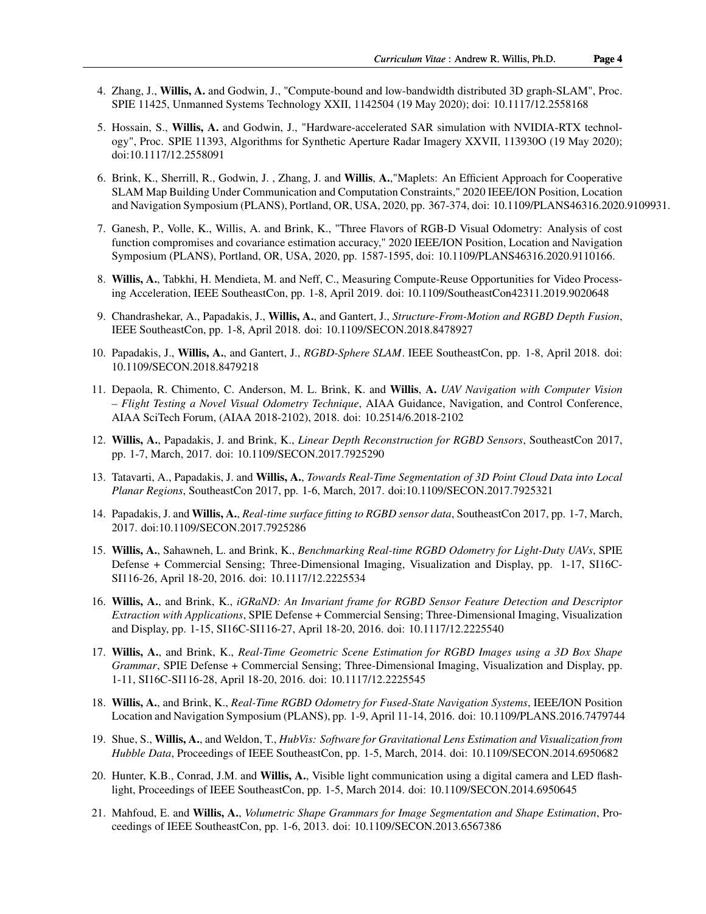4. Zhang, J., **Willis, A.** and Godwin, J., "Compute-bound and low-bandwidth distributed 3D graph-SLAM", Proc. SPIE 11425, Unmanned Systems Technology XXII, 1142504 (19 May 2020); doi: 10.1117/12.2558168

5. Hossain, S., **Willis, A.** and Godwin, J., "Hardware-accelerated SAR simulation with NVIDIA-RTX technology", Proc. SPIE 11393, Algorithms for Synthetic Aperture Radar Imagery XXVII, 113930O (19 May 2020); doi:10.1117/12.2558091

6. Brink, K., Sherrill, R., Godwin, J. , Zhang, J. and **Willis, A.**,"Maplets: An Efficient Approach for Cooperative SLAM Map Building Under Communication and Computation Constraints," 2020 IEEE/ION Position, Location and Navigation Symposium (PLANS), Portland, OR, USA, 2020, pp. 367-374, doi: 10.1109/PLANS46316.2020.9109931.

7. Ganesh, P., Volle, K., Willis, A. and Brink, K., "Three Flavors of RGB-D Visual Odometry: Analysis of cost function compromises and covariance estimation accuracy," 2020 IEEE/ION Position, Location and Navigation Symposium (PLANS), Portland, OR, USA, 2020, pp. 1587-1595, doi: 10.1109/PLANS46316.2020.9110166.

8. **Willis, A.**, Tabkhi, H. Mendieta, M. and Neff, C., Measuring Compute-Reuse Opportunities for Video Processing Acceleration, IEEE SoutheastCon, pp. 1-8, April 2019. doi: 10.1109/SoutheastCon42311.2019.9020648

9. Chandrashekar, A., Papadakis, J., **Willis, A.**, and Gantert, J., *Structure-From-Motion and RGBD Depth Fusion*, IEEE SoutheastCon, pp. 1-8, April 2018. doi: 10.1109/SECON.2018.8478927

10. Papadakis, J., **Willis, A.**, and Gantert, J., *RGBD-Sphere SLAM*. IEEE SoutheastCon, pp. 1-8, April 2018. doi: 10.1109/SECON.2018.8479218

11. Depaola, R. Chimento, C. Anderson, M. L. Brink, K. and **Willis**, **A.** *UAV Navigation with Computer Vision – Flight Testing a Novel Visual Odometry Technique*, AIAA Guidance, Navigation, and Control Conference, AIAA SciTech Forum, (AIAA 2018-2102), 2018. doi: 10.2514/6.2018-2102

12. **Willis, A.**, Papadakis, J. and Brink, K., *Linear Depth Reconstruction for RGBD Sensors*, SoutheastCon 2017, pp. 1-7, March, 2017. doi: 10.1109/SECON.2017.7925290

13. Tatavarti, A., Papadakis, J. and **Willis, A.**, *Towards Real-Time Segmentation of 3D Point Cloud Data into Local Planar Regions*, SoutheastCon 2017, pp. 1-6, March, 2017. doi:10.1109/SECON.2017.7925321

14. Papadakis, J. and **Willis, A.**, *Real-time surface fitting to RGBD sensor data*, SoutheastCon 2017, pp. 1-7, March, 2017. doi:10.1109/SECON.2017.7925286

15. **Willis, A.**, Sahawneh, L. and Brink, K., *Benchmarking Real-time RGBD Odometry for Light-Duty UAVs*, SPIE Defense + Commercial Sensing; Three-Dimensional Imaging, Visualization and Display, pp. 1-17, SI16C-SI116-26, April 18-20, 2016. doi: 10.1117/12.2225534

16. **Willis, A.**, and Brink, K., *iGRaND: An Invariant frame for RGBD Sensor Feature Detection and Descriptor Extraction with Applications*, SPIE Defense + Commercial Sensing; Three-Dimensional Imaging, Visualization and Display, pp. 1-15, SI16C-SI116-27, April 18-20, 2016. doi: 10.1117/12.2225540

17. **Willis, A.**, and Brink, K., *Real-Time Geometric Scene Estimation for RGBD Images using a 3D Box Shape Grammar*, SPIE Defense + Commercial Sensing; Three-Dimensional Imaging, Visualization and Display, pp. 1-11, SI16C-SI116-28, April 18-20, 2016. doi: 10.1117/12.2225545

18. **Willis, A.**, and Brink, K., *Real-Time RGBD Odometry for Fused-State Navigation Systems*, IEEE/ION Position Location and Navigation Symposium (PLANS), pp. 1-9, April 11-14, 2016. doi: 10.1109/PLANS.2016.7479744

19. Shue, S., **Willis, A.**, and Weldon, T., *HubVis: Software for Gravitational Lens Estimation and Visualization from Hubble Data*, Proceedings of IEEE SoutheastCon, pp. 1-5, March, 2014. doi: 10.1109/SECON.2014.6950682

20. Hunter, K.B., Conrad, J.M. and **Willis, A.**, Visible light communication using a digital camera and LED flashlight, Proceedings of IEEE SoutheastCon, pp. 1-5, March 2014. doi: 10.1109/SECON.2014.6950645

21. Mahfoud, E. and **Willis, A.**, *Volumetric Shape Grammars for Image Segmentation and Shape Estimation*, Proceedings of IEEE SoutheastCon, pp. 1-6, 2013. doi: 10.1109/SECON.2013.6567386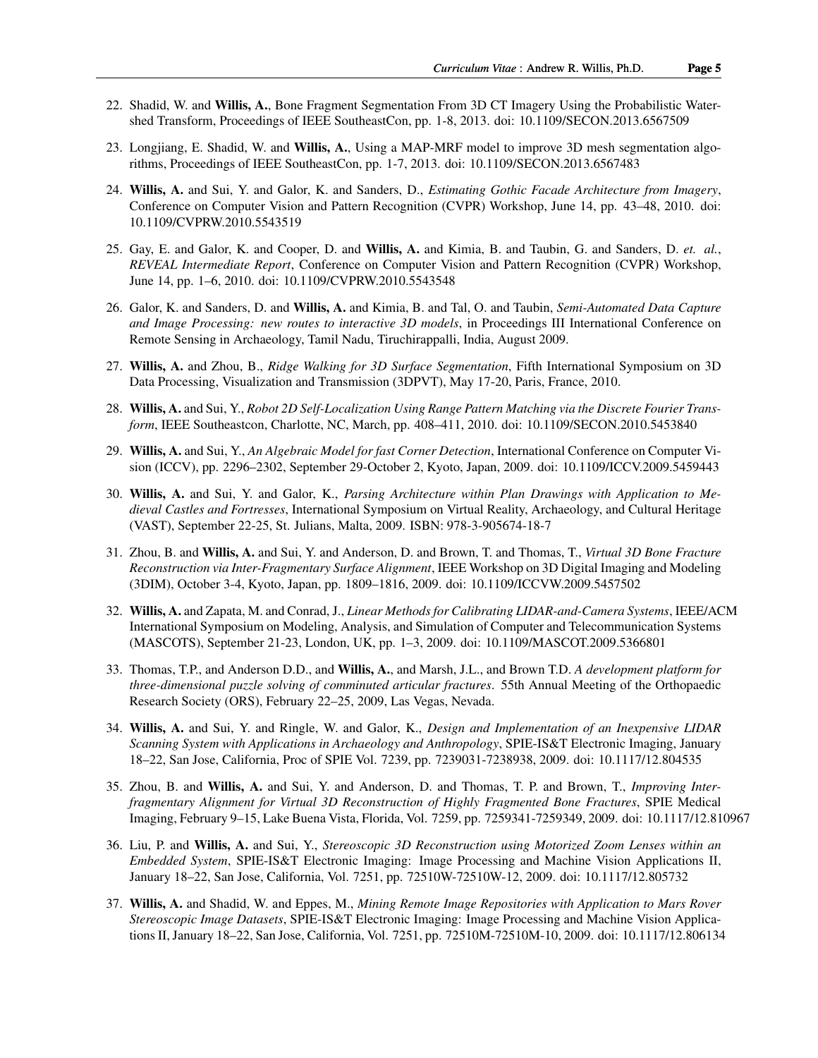22. Shadid, W. and **Willis, A.**, Bone Fragment Segmentation From 3D CT Imagery Using the Probabilistic Watershed Transform, Proceedings of IEEE SoutheastCon, pp. 1-8, 2013. doi: 10.1109/SECON.2013.6567509

23. Longjiang, E. Shadid, W. and **Willis, A.**, Using a MAP-MRF model to improve 3D mesh segmentation algorithms, Proceedings of IEEE SoutheastCon, pp. 1-7, 2013. doi: 10.1109/SECON.2013.6567483

24. **Willis, A.** and Sui, Y. and Galor, K. and Sanders, D., *Estimating Gothic Facade Architecture from Imagery*, Conference on Computer Vision and Pattern Recognition (CVPR) Workshop, June 14, pp. 43–48, 2010. doi: 10.1109/CVPRW.2010.5543519

25. Gay, E. and Galor, K. and Cooper, D. and **Willis, A.** and Kimia, B. and Taubin, G. and Sanders, D. *et. al.*, *REVEAL Intermediate Report*, Conference on Computer Vision and Pattern Recognition (CVPR) Workshop, June 14, pp. 1–6, 2010. doi: 10.1109/CVPRW.2010.5543548

26. Galor, K. and Sanders, D. and **Willis, A.** and Kimia, B. and Tal, O. and Taubin, *Semi-Automated Data Capture and Image Processing: new routes to interactive 3D models*, in Proceedings III International Conference on Remote Sensing in Archaeology, Tamil Nadu, Tiruchirappalli, India, August 2009.

27. **Willis, A.** and Zhou, B., *Ridge Walking for 3D Surface Segmentation*, Fifth International Symposium on 3D Data Processing, Visualization and Transmission (3DPVT), May 17-20, Paris, France, 2010.

28. **Willis, A.** and Sui, Y., *Robot 2D Self-Localization Using Range Pattern Matching via the Discrete Fourier Transform*, IEEE Southeastcon, Charlotte, NC, March, pp. 408–411, 2010. doi: 10.1109/SECON.2010.5453840

29. **Willis, A.** and Sui, Y., *An Algebraic Model for fast Corner Detection*, International Conference on Computer Vision (ICCV), pp. 2296–2302, September 29-October 2, Kyoto, Japan, 2009. doi: 10.1109/ICCV.2009.5459443

30. **Willis, A.** and Sui, Y. and Galor, K., *Parsing Architecture within Plan Drawings with Application to Medieval Castles and Fortresses*, International Symposium on Virtual Reality, Archaeology, and Cultural Heritage (VAST), September 22-25, St. Julians, Malta, 2009. ISBN: 978-3-905674-18-7

31. Zhou, B. and **Willis, A.** and Sui, Y. and Anderson, D. and Brown, T. and Thomas, T., *Virtual 3D Bone Fracture Reconstruction via Inter-Fragmentary Surface Alignment*, IEEE Workshop on 3D Digital Imaging and Modeling (3DIM), October 3-4, Kyoto, Japan, pp. 1809–1816, 2009. doi: 10.1109/ICCVW.2009.5457502

32. **Willis, A.** and Zapata, M. and Conrad, J., *Linear Methods for Calibrating LIDAR-and-Camera Systems*, IEEE/ACM International Symposium on Modeling, Analysis, and Simulation of Computer and Telecommunication Systems (MASCOTS), September 21-23, London, UK, pp. 1–3, 2009. doi: 10.1109/MASCOT.2009.5366801

33. Thomas, T.P., and Anderson D.D., and **Willis, A.**, and Marsh, J.L., and Brown T.D. *A development platform for three-dimensional puzzle solving of comminuted articular fractures*. 55th Annual Meeting of the Orthopaedic Research Society (ORS), February 22–25, 2009, Las Vegas, Nevada.

34. **Willis, A.** and Sui, Y. and Ringle, W. and Galor, K., *Design and Implementation of an Inexpensive LIDAR Scanning System with Applications in Archaeology and Anthropology*, SPIE-IS&T Electronic Imaging, January 18–22, San Jose, California, Proc of SPIE Vol. 7239, pp. 7239031-7238938, 2009. doi: 10.1117/12.804535

35. Zhou, B. and **Willis, A.** and Sui, Y. and Anderson, D. and Thomas, T. P. and Brown, T., *Improving Interfragmentary Alignment for Virtual 3D Reconstruction of Highly Fragmented Bone Fractures*, SPIE Medical Imaging, February 9–15, Lake Buena Vista, Florida, Vol. 7259, pp. 7259341-7259349, 2009. doi: 10.1117/12.810967

36. Liu, P. and **Willis, A.** and Sui, Y., *Stereoscopic 3D Reconstruction using Motorized Zoom Lenses within an Embedded System*, SPIE-IS&T Electronic Imaging: Image Processing and Machine Vision Applications II, January 18–22, San Jose, California, Vol. 7251, pp. 72510W-72510W-12, 2009. doi: 10.1117/12.805732

37. **Willis, A.** and Shadid, W. and Eppes, M., *Mining Remote Image Repositories with Application to Mars Rover Stereoscopic Image Datasets*, SPIE-IS&T Electronic Imaging: Image Processing and Machine Vision Applications II, January 18–22, San Jose, California, Vol. 7251, pp. 72510M-72510M-10, 2009. doi: 10.1117/12.806134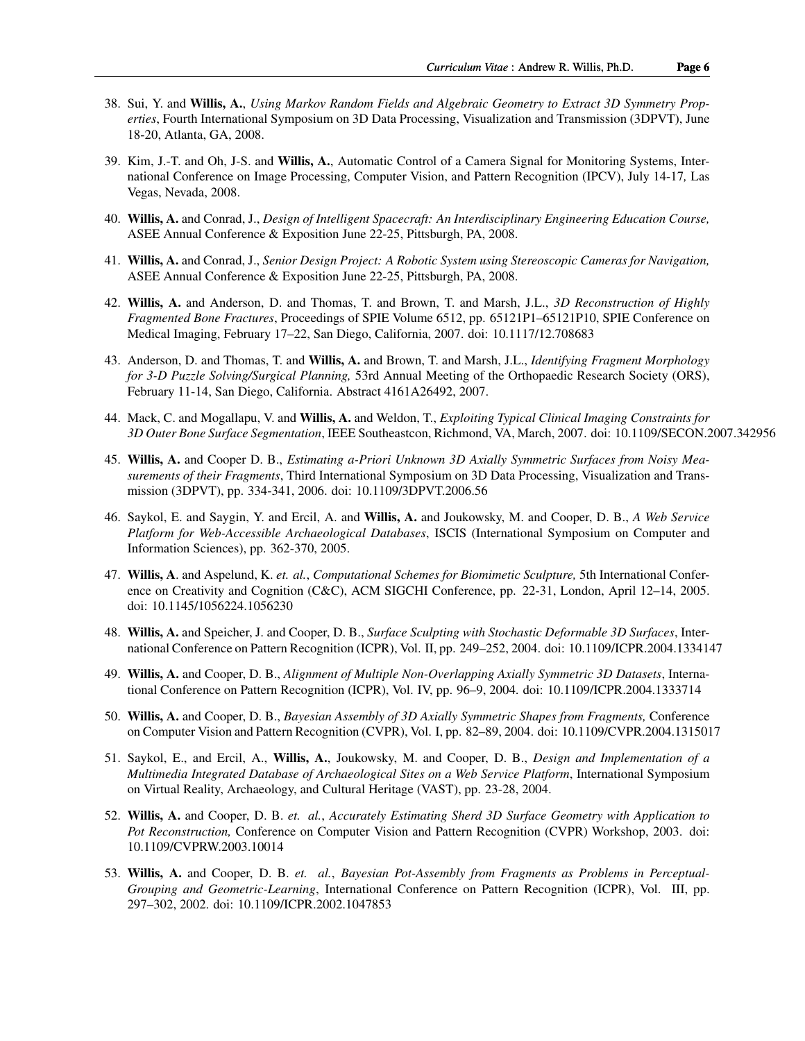38. Sui, Y. and **Willis, A.**, *Using Markov Random Fields and Algebraic Geometry to Extract 3D Symmetry Properties*, Fourth International Symposium on 3D Data Processing, Visualization and Transmission (3DPVT), June 18-20, Atlanta, GA, 2008.

39. Kim, J.-T. and Oh, J-S. and **Willis, A.**, Automatic Control of a Camera Signal for Monitoring Systems, International Conference on Image Processing, Computer Vision, and Pattern Recognition (IPCV), July 14-17, Las Vegas, Nevada, 2008.

40. **Willis, A.** and Conrad, J., *Design of Intelligent Spacecraft: An Interdisciplinary Engineering Education Course,* ASEE Annual Conference & Exposition June 22-25, Pittsburgh, PA, 2008.

41. **Willis, A.** and Conrad, J., *Senior Design Project: A Robotic System using Stereoscopic Cameras for Navigation,* ASEE Annual Conference & Exposition June 22-25, Pittsburgh, PA, 2008.

42. **Willis, A.** and Anderson, D. and Thomas, T. and Brown, T. and Marsh, J.L., *3D Reconstruction of Highly Fragmented Bone Fractures*, Proceedings of SPIE Volume 6512, pp. 65121P1–65121P10, SPIE Conference on Medical Imaging, February 17–22, San Diego, California, 2007. doi: 10.1117/12.708683

43. Anderson, D. and Thomas, T. and **Willis, A.** and Brown, T. and Marsh, J.L., *Identifying Fragment Morphology for 3-D Puzzle Solving/Surgical Planning,* 53rd Annual Meeting of the Orthopaedic Research Society (ORS), February 11-14, San Diego, California. Abstract 4161A26492, 2007.

44. Mack, C. and Mogallapu, V. and **Willis, A.** and Weldon, T., *Exploiting Typical Clinical Imaging Constraints for 3D Outer Bone Surface Segmentation*, IEEE Southeastcon, Richmond, VA, March, 2007. doi: 10.1109/SECON.2007.342956

45. **Willis, A.** and Cooper D. B., *Estimating a-Priori Unknown 3D Axially Symmetric Surfaces from Noisy Measurements of their Fragments*, Third International Symposium on 3D Data Processing, Visualization and Transmission (3DPVT), pp. 334-341, 2006. doi: 10.1109/3DPVT.2006.56

46. Saykol, E. and Saygin, Y. and Ercil, A. and **Willis, A.** and Joukowsky, M. and Cooper, D. B., *A Web Service Platform for Web-Accessible Archaeological Databases*, ISCIS (International Symposium on Computer and Information Sciences), pp. 362-370, 2005.

47. **Willis, A**. and Aspelund, K. *et. al.*, *Computational Schemes for Biomimetic Sculpture,* 5th International Conference on Creativity and Cognition (C&C), ACM SIGCHI Conference, pp. 22-31, London, April 12–14, 2005. doi: 10.1145/1056224.1056230

48. **Willis, A.** and Speicher, J. and Cooper, D. B., *Surface Sculpting with Stochastic Deformable 3D Surfaces*, International Conference on Pattern Recognition (ICPR), Vol. II, pp. 249–252, 2004. doi: 10.1109/ICPR.2004.1334147

49. **Willis, A.** and Cooper, D. B., *Alignment of Multiple Non-Overlapping Axially Symmetric 3D Datasets*, International Conference on Pattern Recognition (ICPR), Vol. IV, pp. 96–9, 2004. doi: 10.1109/ICPR.2004.1333714

50. **Willis, A.** and Cooper, D. B., *Bayesian Assembly of 3D Axially Symmetric Shapes from Fragments,* Conference on Computer Vision and Pattern Recognition (CVPR), Vol. I, pp. 82–89, 2004. doi: 10.1109/CVPR.2004.1315017

51. Saykol, E., and Ercil, A., **Willis, A.**, Joukowsky, M. and Cooper, D. B., *Design and Implementation of a Multimedia Integrated Database of Archaeological Sites on a Web Service Platform*, International Symposium on Virtual Reality, Archaeology, and Cultural Heritage (VAST), pp. 23-28, 2004.

52. **Willis, A.** and Cooper, D. B. *et. al.*, *Accurately Estimating Sherd 3D Surface Geometry with Application to Pot Reconstruction,* Conference on Computer Vision and Pattern Recognition (CVPR) Workshop, 2003. doi: 10.1109/CVPRW.2003.10014

53. **Willis, A.** and Cooper, D. B. *et. al.*, *Bayesian Pot-Assembly from Fragments as Problems in Perceptual-Grouping and Geometric-Learning*, International Conference on Pattern Recognition (ICPR), Vol. III, pp. 297–302, 2002. doi: 10.1109/ICPR.2002.1047853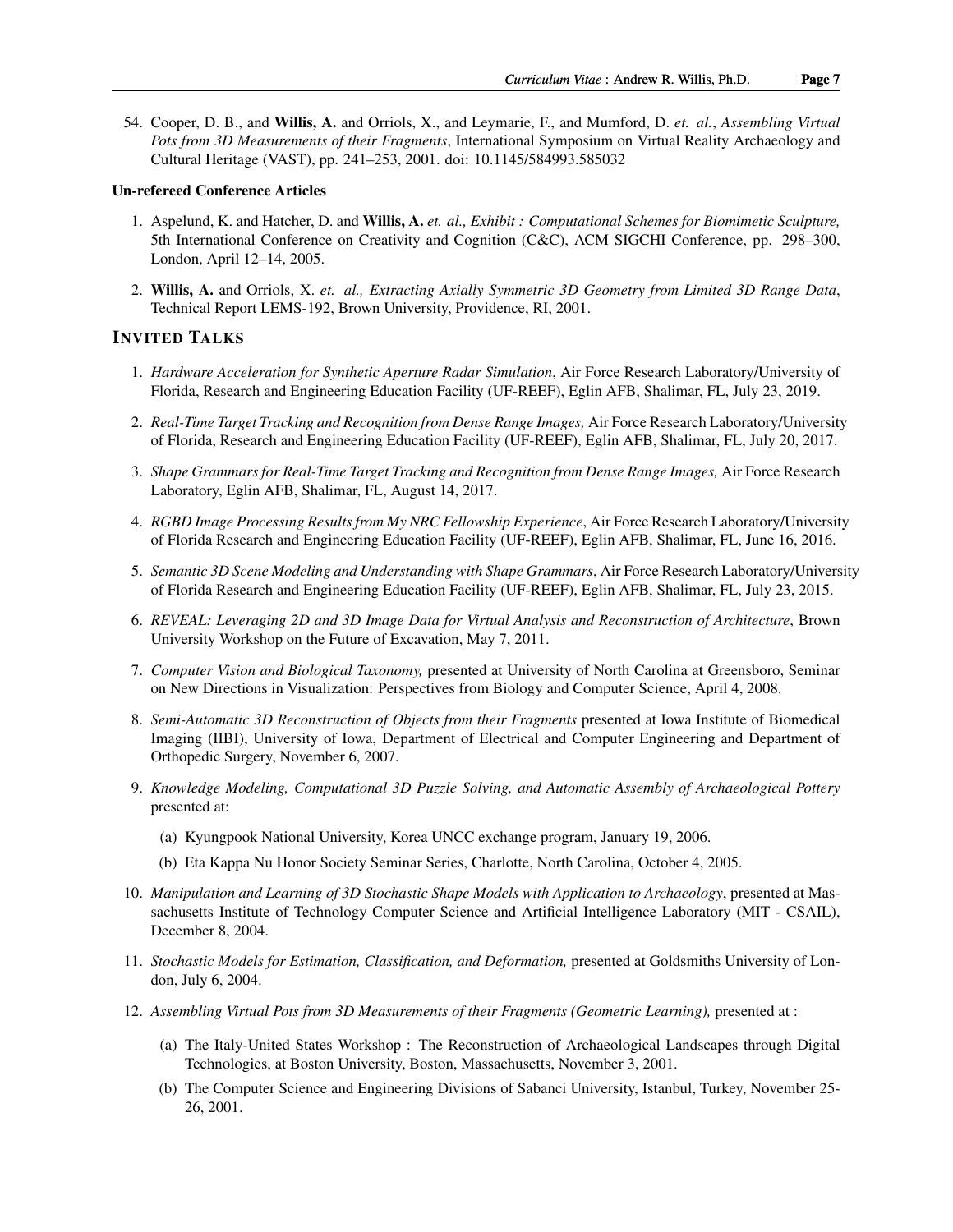54. Cooper, D. B., and **Willis, A.** and Orriols, X., and Leymarie, F., and Mumford, D. *et. al.*, *Assembling Virtual Pots from 3D Measurements of their Fragments*, International Symposium on Virtual Reality Archaeology and Cultural Heritage (VAST), pp. 241–253, 2001. doi: 10.1145/584993.585032

### Un-refereed Conference Articles

1. Aspelund, K. and Hatcher, D. and **Willis, A.** *et. al., Exhibit : Computational Schemes for Biomimetic Sculpture,* 5th International Conference on Creativity and Cognition (C&C), ACM SIGCHI Conference, pp. 298–300, London, April 12–14, 2005.

2. **Willis, A.** and Orriols, X. *et. al., Extracting Axially Symmetric 3D Geometry from Limited 3D Range Data*, Technical Report LEMS-192, Brown University, Providence, RI, 2001.

## INVITED TALKS

1. *Hardware Acceleration for Synthetic Aperture Radar Simulation*, Air Force Research Laboratory/University of Florida, Research and Engineering Education Facility (UF-REEF), Eglin AFB, Shalimar, FL, July 23, 2019.

2. *Real-Time Target Tracking and Recognition from Dense Range Images,* Air Force Research Laboratory/University of Florida, Research and Engineering Education Facility (UF-REEF), Eglin AFB, Shalimar, FL, July 20, 2017.

3. *Shape Grammars for Real-Time Target Tracking and Recognition from Dense Range Images,* Air Force Research Laboratory, Eglin AFB, Shalimar, FL, August 14, 2017.

4. *RGBD Image Processing Results from My NRC Fellowship Experience*, Air Force Research Laboratory/University of Florida Research and Engineering Education Facility (UF-REEF), Eglin AFB, Shalimar, FL, June 16, 2016.

5. *Semantic 3D Scene Modeling and Understanding with Shape Grammars*, Air Force Research Laboratory/University of Florida Research and Engineering Education Facility (UF-REEF), Eglin AFB, Shalimar, FL, July 23, 2015.

6. *REVEAL: Leveraging 2D and 3D Image Data for Virtual Analysis and Reconstruction of Architecture*, Brown University Workshop on the Future of Excavation, May 7, 2011.

7. *Computer Vision and Biological Taxonomy,* presented at University of North Carolina at Greensboro, Seminar on New Directions in Visualization: Perspectives from Biology and Computer Science, April 4, 2008.

8. *Semi-Automatic 3D Reconstruction of Objects from their Fragments* presented at Iowa Institute of Biomedical Imaging (IIBI), University of Iowa, Department of Electrical and Computer Engineering and Department of Orthopedic Surgery, November 6, 2007.

9. *Knowledge Modeling, Computational 3D Puzzle Solving, and Automatic Assembly of Archaeological Pottery* presented at:
   (a) Kyungpook National University, Korea UNCC exchange program, January 19, 2006.
   (b) Eta Kappa Nu Honor Society Seminar Series, Charlotte, North Carolina, October 4, 2005.

10. *Manipulation and Learning of 3D Stochastic Shape Models with Application to Archaeology*, presented at Massachusetts Institute of Technology Computer Science and Artificial Intelligence Laboratory (MIT - CSAIL), December 8, 2004.

11. *Stochastic Models for Estimation, Classification, and Deformation,* presented at Goldsmiths University of London, July 6, 2004.

12. *Assembling Virtual Pots from 3D Measurements of their Fragments (Geometric Learning),* presented at :
    (a) The Italy-United States Workshop : The Reconstruction of Archaeological Landscapes through Digital Technologies, at Boston University, Boston, Massachusetts, November 3, 2001.
    (b) The Computer Science and Engineering Divisions of Sabanci University, Istanbul, Turkey, November 25-26, 2001.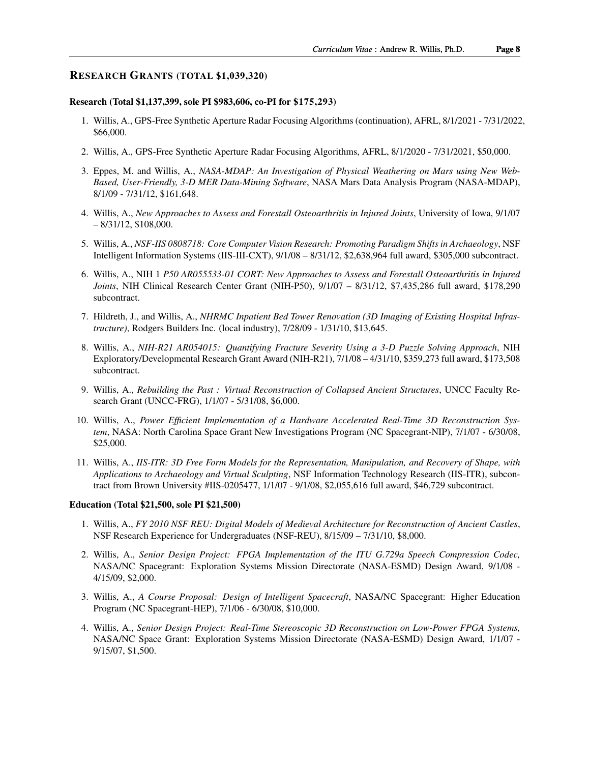## RESEARCH GRANTS (TOTAL $1,039,320)

**Research (Total $1,137,399, sole PI $983,606, co-PI for $175,293)**

1. Willis, A., GPS-Free Synthetic Aperture Radar Focusing Algorithms (continuation), AFRL, 8/1/2021 - 7/31/2022, $66,000.
2. Willis, A., GPS-Free Synthetic Aperture Radar Focusing Algorithms, AFRL, 8/1/2020 - 7/31/2021, $50,000.
3. Eppes, M. and Willis, A., *NASA-MDAP: An Investigation of Physical Weathering on Mars using New Web-Based, User-Friendly, 3-D MER Data-Mining Software*, NASA Mars Data Analysis Program (NASA-MDAP), 8/1/09 - 7/31/12, $161,648.
4. Willis, A., *New Approaches to Assess and Forestall Osteoarthritis in Injured Joints*, University of Iowa, 9/1/07 – 8/31/12, $108,000.
5. Willis, A., *NSF-IIS 0808718: Core Computer Vision Research: Promoting Paradigm Shifts in Archaeology*, NSF Intelligent Information Systems (IIS-III-CXT), 9/1/08 – 8/31/12, $2,638,964 full award, $305,000 subcontract.
6. Willis, A., NIH 1 *P50 AR055533-01 CORT: New Approaches to Assess and Forestall Osteoarthritis in Injured Joints*, NIH Clinical Research Center Grant (NIH-P50), 9/1/07 – 8/31/12, $7,435,286 full award, $178,290 subcontract.
7. Hildreth, J., and Willis, A., *NHRMC Inpatient Bed Tower Renovation (3D Imaging of Existing Hospital Infrastructure)*, Rodgers Builders Inc. (local industry), 7/28/09 - 1/31/10, $13,645.
8. Willis, A., *NIH-R21 AR054015: Quantifying Fracture Severity Using a 3-D Puzzle Solving Approach*, NIH Exploratory/Developmental Research Grant Award (NIH-R21), 7/1/08 – 4/31/10, $359,273 full award, $173,508 subcontract.
9. Willis, A., *Rebuilding the Past : Virtual Reconstruction of Collapsed Ancient Structures*, UNCC Faculty Research Grant (UNCC-FRG), 1/1/07 - 5/31/08, $6,000.
10. Willis, A., *Power Efficient Implementation of a Hardware Accelerated Real-Time 3D Reconstruction System*, NASA: North Carolina Space Grant New Investigations Program (NC Spacegrant-NIP), 7/1/07 - 6/30/08, $25,000.
11. Willis, A., *IIS-ITR: 3D Free Form Models for the Representation, Manipulation, and Recovery of Shape, with Applications to Archaeology and Virtual Sculpting*, NSF Information Technology Research (IIS-ITR), subcontract from Brown University #IIS-0205477, 1/1/07 - 9/1/08, $2,055,616 full award, $46,729 subcontract.

**Education (Total $21,500, sole PI $21,500)**

1. Willis, A., *FY 2010 NSF REU: Digital Models of Medieval Architecture for Reconstruction of Ancient Castles*, NSF Research Experience for Undergraduates (NSF-REU), 8/15/09 – 7/31/10, $8,000.
2. Willis, A., *Senior Design Project: FPGA Implementation of the ITU G.729a Speech Compression Codec,* NASA/NC Spacegrant: Exploration Systems Mission Directorate (NASA-ESMD) Design Award, 9/1/08 - 4/15/09, $2,000.
3. Willis, A., *A Course Proposal: Design of Intelligent Spacecraft*, NASA/NC Spacegrant: Higher Education Program (NC Spacegrant-HEP), 7/1/06 - 6/30/08, $10,000.
4. Willis, A., *Senior Design Project: Real-Time Stereoscopic 3D Reconstruction on Low-Power FPGA Systems,* NASA/NC Space Grant: Exploration Systems Mission Directorate (NASA-ESMD) Design Award, 1/1/07 - 9/15/07, $1,500.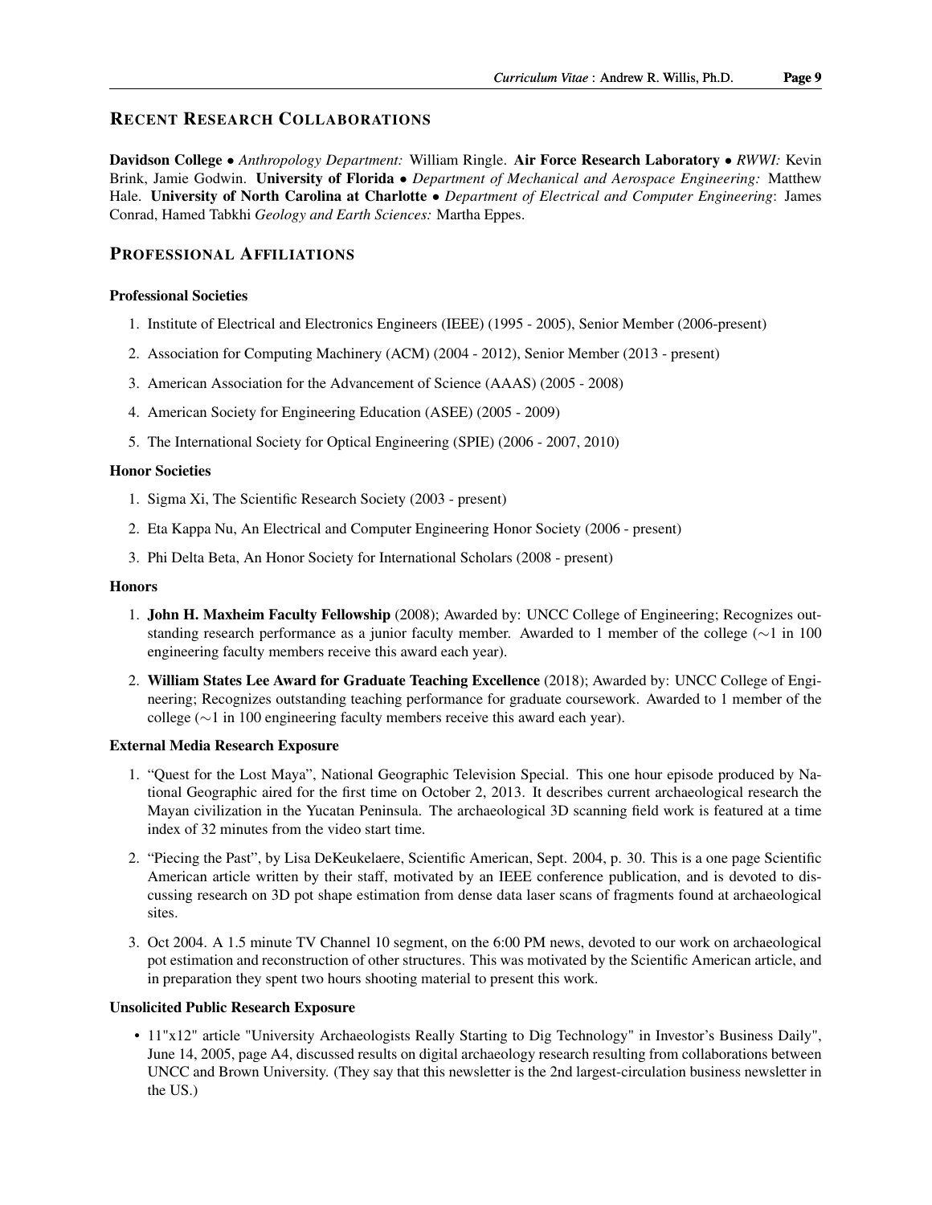## Recent Research Collaborations

**Davidson College** • *Anthropology Department:* William Ringle. **Air Force Research Laboratory** • *RWWI:* Kevin Brink, Jamie Godwin. **University of Florida** • *Department of Mechanical and Aerospace Engineering:* Matthew Hale. **University of North Carolina at Charlotte** • *Department of Electrical and Computer Engineering*: James Conrad, Hamed Tabkhi *Geology and Earth Sciences:* Martha Eppes.

## Professional Affiliations

### Professional Societies

1. Institute of Electrical and Electronics Engineers (IEEE) (1995 - 2005), Senior Member (2006-present)
2. Association for Computing Machinery (ACM) (2004 - 2012), Senior Member (2013 - present)
3. American Association for the Advancement of Science (AAAS) (2005 - 2008)
4. American Society for Engineering Education (ASEE) (2005 - 2009)
5. The International Society for Optical Engineering (SPIE) (2006 - 2007, 2010)

### Honor Societies

1. Sigma Xi, The Scientific Research Society (2003 - present)
2. Eta Kappa Nu, An Electrical and Computer Engineering Honor Society (2006 - present)
3. Phi Delta Beta, An Honor Society for International Scholars (2008 - present)

### Honors

1. **John H. Maxheim Faculty Fellowship** (2008); Awarded by: UNCC College of Engineering; Recognizes outstanding research performance as a junior faculty member. Awarded to 1 member of the college ($\sim$1 in 100 engineering faculty members receive this award each year).
2. **William States Lee Award for Graduate Teaching Excellence** (2018); Awarded by: UNCC College of Engineering; Recognizes outstanding teaching performance for graduate coursework. Awarded to 1 member of the college ($\sim$1 in 100 engineering faculty members receive this award each year).

### External Media Research Exposure

1. "Quest for the Lost Maya", National Geographic Television Special. This one hour episode produced by National Geographic aired for the first time on October 2, 2013. It describes current archaeological research the Mayan civilization in the Yucatan Peninsula. The archaeological 3D scanning field work is featured at a time index of 32 minutes from the video start time.
2. "Piecing the Past", by Lisa DeKeukelaere, Scientific American, Sept. 2004, p. 30. This is a one page Scientific American article written by their staff, motivated by an IEEE conference publication, and is devoted to discussing research on 3D pot shape estimation from dense data laser scans of fragments found at archaeological sites.
3. Oct 2004. A 1.5 minute TV Channel 10 segment, on the 6:00 PM news, devoted to our work on archaeological pot estimation and reconstruction of other structures. This was motivated by the Scientific American article, and in preparation they spent two hours shooting material to present this work.

### Unsolicited Public Research Exposure

- 11"x12" article "University Archaeologists Really Starting to Dig Technology" in Investor's Business Daily", June 14, 2005, page A4, discussed results on digital archaeology research resulting from collaborations between UNCC and Brown University. (They say that this newsletter is the 2nd largest-circulation business newsletter in the US.)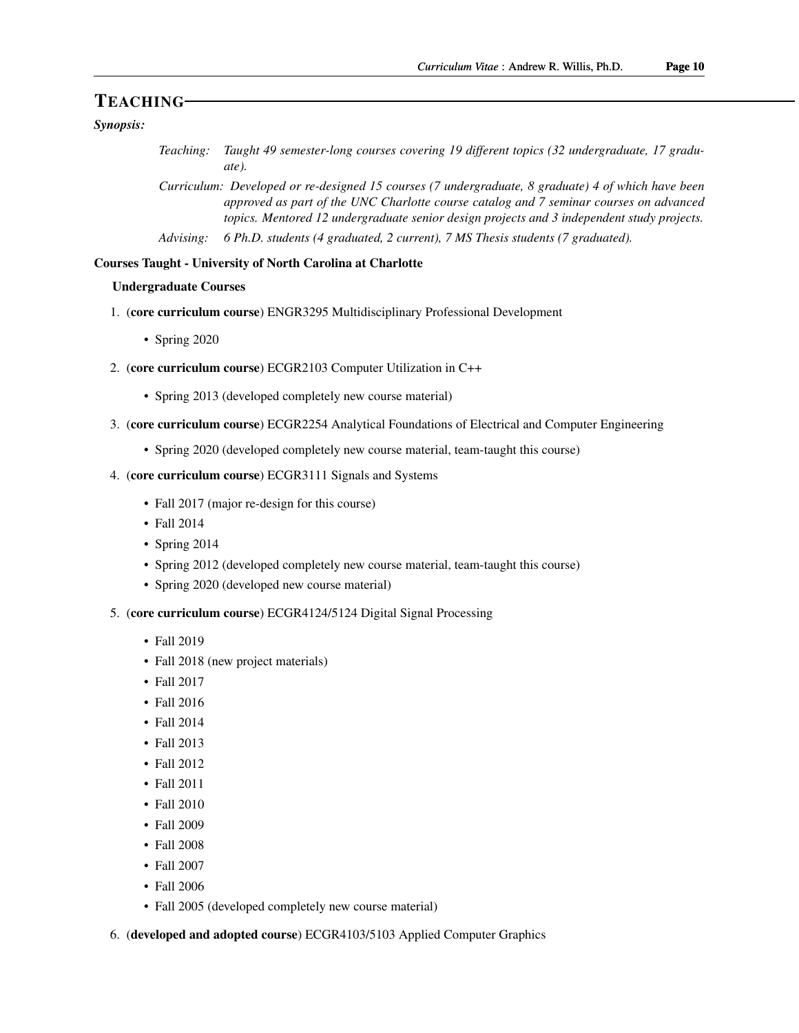## TEACHING

***Synopsis:***

*Teaching:* *Taught 49 semester-long courses covering 19 different topics (32 undergraduate, 17 graduate).*

*Curriculum:* *Developed or re-designed 15 courses (7 undergraduate, 8 graduate) 4 of which have been approved as part of the UNC Charlotte course catalog and 7 seminar courses on advanced topics. Mentored 12 undergraduate senior design projects and 3 independent study projects.*

*Advising:* *6 Ph.D. students (4 graduated, 2 current), 7 MS Thesis students (7 graduated).*

### Courses Taught - University of North Carolina at Charlotte

#### Undergraduate Courses

1. (**core curriculum course**) ENGR3295 Multidisciplinary Professional Development
   - Spring 2020
2. (**core curriculum course**) ECGR2103 Computer Utilization in C++
   - Spring 2013 (developed completely new course material)
3. (**core curriculum course**) ECGR2254 Analytical Foundations of Electrical and Computer Engineering
   - Spring 2020 (developed completely new course material, team-taught this course)
4. (**core curriculum course**) ECGR3111 Signals and Systems
   - Fall 2017 (major re-design for this course)
   - Fall 2014
   - Spring 2014
   - Spring 2012 (developed completely new course material, team-taught this course)
   - Spring 2020 (developed new course material)
5. (**core curriculum course**) ECGR4124/5124 Digital Signal Processing
   - Fall 2019
   - Fall 2018 (new project materials)
   - Fall 2017
   - Fall 2016
   - Fall 2014
   - Fall 2013
   - Fall 2012
   - Fall 2011
   - Fall 2010
   - Fall 2009
   - Fall 2008
   - Fall 2007
   - Fall 2006
   - Fall 2005 (developed completely new course material)
6. (**developed and adopted course**) ECGR4103/5103 Applied Computer Graphics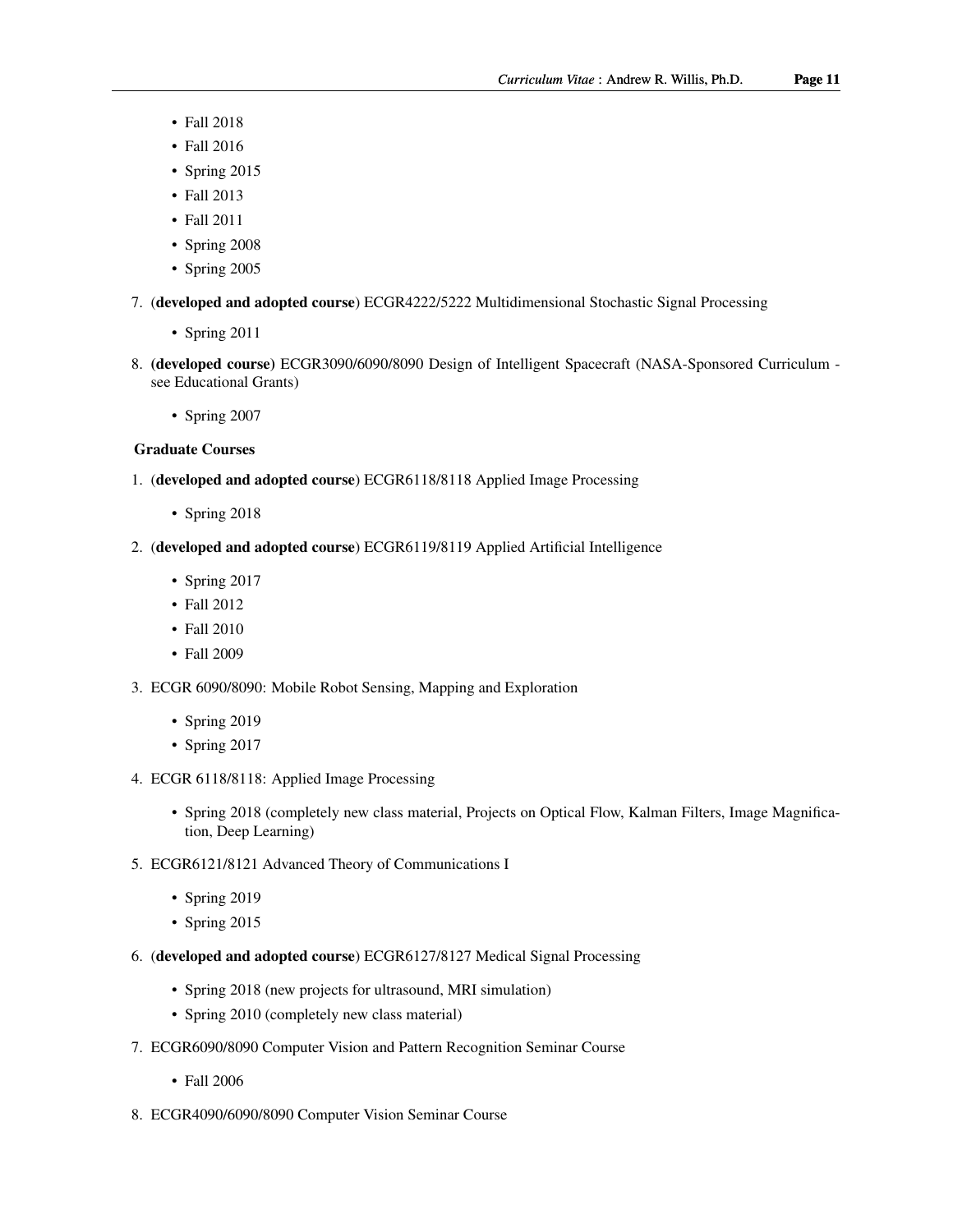- Fall 2018
- Fall 2016
- Spring 2015
- Fall 2013
- Fall 2011
- Spring 2008
- Spring 2005

7. (**developed and adopted course**) ECGR4222/5222 Multidimensional Stochastic Signal Processing

    - Spring 2011

8. **(developed course)** ECGR3090/6090/8090 Design of Intelligent Spacecraft (NASA-Sponsored Curriculum - see Educational Grants)

    - Spring 2007

**Graduate Courses**

1. (**developed and adopted course**) ECGR6118/8118 Applied Image Processing

    - Spring 2018

2. (**developed and adopted course**) ECGR6119/8119 Applied Artificial Intelligence

    - Spring 2017
    - Fall 2012
    - Fall 2010
    - Fall 2009

3. ECGR 6090/8090: Mobile Robot Sensing, Mapping and Exploration

    - Spring 2019
    - Spring 2017

4. ECGR 6118/8118: Applied Image Processing

    - Spring 2018 (completely new class material, Projects on Optical Flow, Kalman Filters, Image Magnification, Deep Learning)

5. ECGR6121/8121 Advanced Theory of Communications I

    - Spring 2019
    - Spring 2015

6. (**developed and adopted course**) ECGR6127/8127 Medical Signal Processing

    - Spring 2018 (new projects for ultrasound, MRI simulation)
    - Spring 2010 (completely new class material)

7. ECGR6090/8090 Computer Vision and Pattern Recognition Seminar Course

    - Fall 2006

8. ECGR4090/6090/8090 Computer Vision Seminar Course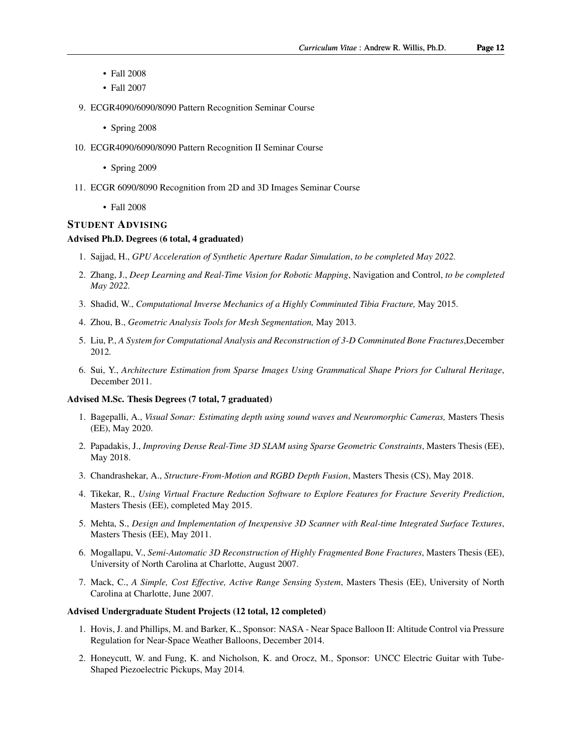- Fall 2008
- Fall 2007

9. ECGR4090/6090/8090 Pattern Recognition Seminar Course

   - Spring 2008

10. ECGR4090/6090/8090 Pattern Recognition II Seminar Course

    - Spring 2009

11. ECGR 6090/8090 Recognition from 2D and 3D Images Seminar Course

    - Fall 2008

## STUDENT ADVISING

### Advised Ph.D. Degrees (6 total, 4 graduated)

1. Sajjad, H., *GPU Acceleration of Synthetic Aperture Radar Simulation*, *to be completed May 2022.*
2. Zhang, J., *Deep Learning and Real-Time Vision for Robotic Mapping*, Navigation and Control, *to be completed May 2022.*
3. Shadid, W., *Computational Inverse Mechanics of a Highly Comminuted Tibia Fracture,* May 2015.
4. Zhou, B., *Geometric Analysis Tools for Mesh Segmentation,* May 2013.
5. Liu, P., *A System for Computational Analysis and Reconstruction of 3-D Comminuted Bone Fractures*,December 2012.
6. Sui, Y., *Architecture Estimation from Sparse Images Using Grammatical Shape Priors for Cultural Heritage*, December 2011.

### Advised M.Sc. Thesis Degrees (7 total, 7 graduated)

1. Bagepalli, A., *Visual Sonar: Estimating depth using sound waves and Neuromorphic Cameras,* Masters Thesis (EE), May 2020.
2. Papadakis, J., *Improving Dense Real-Time 3D SLAM using Sparse Geometric Constraints*, Masters Thesis (EE), May 2018.
3. Chandrashekar, A., *Structure-From-Motion and RGBD Depth Fusion*, Masters Thesis (CS), May 2018.
4. Tikekar, R., *Using Virtual Fracture Reduction Software to Explore Features for Fracture Severity Prediction*, Masters Thesis (EE), completed May 2015.
5. Mehta, S., *Design and Implementation of Inexpensive 3D Scanner with Real-time Integrated Surface Textures*, Masters Thesis (EE), May 2011.
6. Mogallapu, V., *Semi-Automatic 3D Reconstruction of Highly Fragmented Bone Fractures*, Masters Thesis (EE), University of North Carolina at Charlotte, August 2007.
7. Mack, C., *A Simple, Cost Effective, Active Range Sensing System*, Masters Thesis (EE), University of North Carolina at Charlotte, June 2007.

### Advised Undergraduate Student Projects (12 total, 12 completed)

1. Hovis, J. and Phillips, M. and Barker, K., Sponsor: NASA - Near Space Balloon II: Altitude Control via Pressure Regulation for Near-Space Weather Balloons, December 2014.
2. Honeycutt, W. and Fung, K. and Nicholson, K. and Orocz, M., Sponsor: UNCC Electric Guitar with Tube-Shaped Piezoelectric Pickups, May 2014.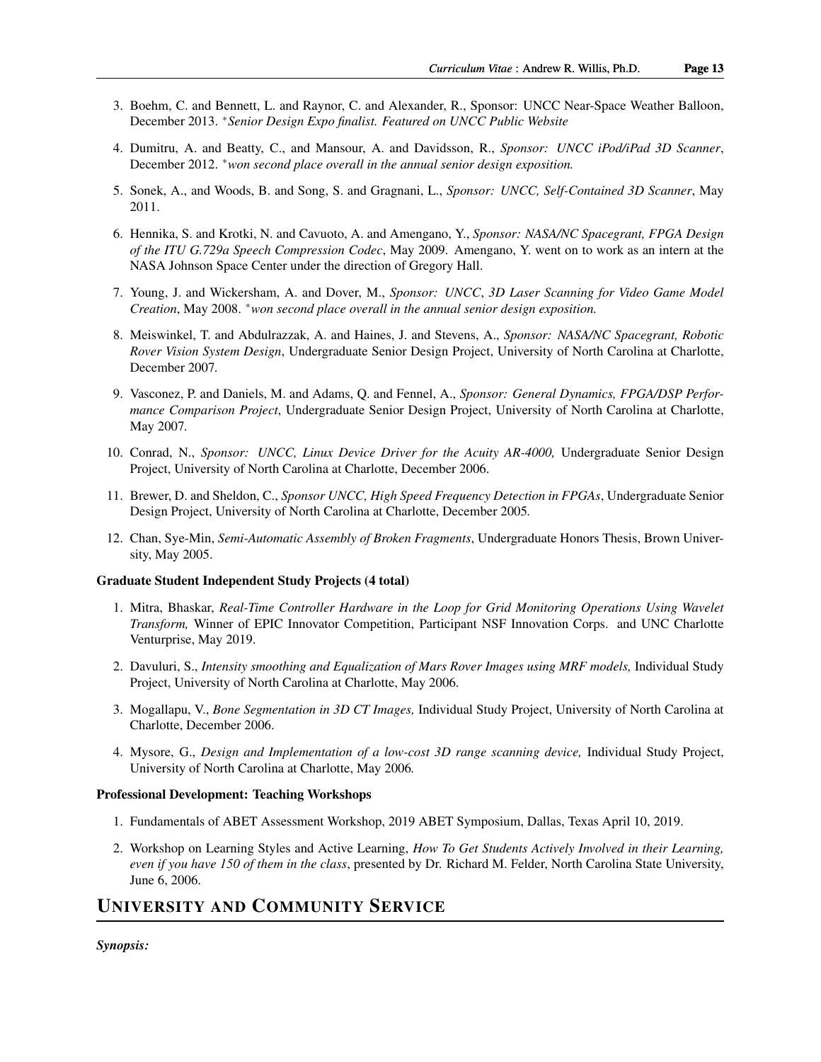3. Boehm, C. and Bennett, L. and Raynor, C. and Alexander, R., Sponsor: UNCC Near-Space Weather Balloon, December 2013. *Senior Design Expo finalist. Featured on UNCC Public Website*
4. Dumitru, A. and Beatty, C., and Mansour, A. and Davidsson, R., *Sponsor: UNCC iPod/iPad 3D Scanner*, December 2012. *won second place overall in the annual senior design exposition.*
5. Sonek, A., and Woods, B. and Song, S. and Gragnani, L., *Sponsor: UNCC, Self-Contained 3D Scanner*, May 2011.
6. Hennika, S. and Krotki, N. and Cavuoto, A. and Amengano, Y., *Sponsor: NASA/NC Spacegrant, FPGA Design of the ITU G.729a Speech Compression Codec*, May 2009. Amengano, Y. went on to work as an intern at the NASA Johnson Space Center under the direction of Gregory Hall.
7. Young, J. and Wickersham, A. and Dover, M., *Sponsor: UNCC*, *3D Laser Scanning for Video Game Model Creation*, May 2008. *won second place overall in the annual senior design exposition.*
8. Meiswinkel, T. and Abdulrazzak, A. and Haines, J. and Stevens, A., *Sponsor: NASA/NC Spacegrant, Robotic Rover Vision System Design*, Undergraduate Senior Design Project, University of North Carolina at Charlotte, December 2007.
9. Vasconez, P. and Daniels, M. and Adams, Q. and Fennel, A., *Sponsor: General Dynamics, FPGA/DSP Performance Comparison Project*, Undergraduate Senior Design Project, University of North Carolina at Charlotte, May 2007.
10. Conrad, N., *Sponsor: UNCC, Linux Device Driver for the Acuity AR-4000,* Undergraduate Senior Design Project, University of North Carolina at Charlotte, December 2006.
11. Brewer, D. and Sheldon, C., *Sponsor UNCC, High Speed Frequency Detection in FPGAs*, Undergraduate Senior Design Project, University of North Carolina at Charlotte, December 2005.
12. Chan, Sye-Min, *Semi-Automatic Assembly of Broken Fragments*, Undergraduate Honors Thesis, Brown University, May 2005.

**Graduate Student Independent Study Projects (4 total)**

1. Mitra, Bhaskar, *Real-Time Controller Hardware in the Loop for Grid Monitoring Operations Using Wavelet Transform,* Winner of EPIC Innovator Competition, Participant NSF Innovation Corps. and UNC Charlotte Venturprise, May 2019.
2. Davuluri, S., *Intensity smoothing and Equalization of Mars Rover Images using MRF models,* Individual Study Project, University of North Carolina at Charlotte, May 2006.
3. Mogallapu, V., *Bone Segmentation in 3D CT Images,* Individual Study Project, University of North Carolina at Charlotte, December 2006.
4. Mysore, G., *Design and Implementation of a low-cost 3D range scanning device,* Individual Study Project, University of North Carolina at Charlotte, May 2006.

**Professional Development: Teaching Workshops**

1. Fundamentals of ABET Assessment Workshop, 2019 ABET Symposium, Dallas, Texas April 10, 2019.
2. Workshop on Learning Styles and Active Learning, *How To Get Students Actively Involved in their Learning, even if you have 150 of them in the class*, presented by Dr. Richard M. Felder, North Carolina State University, June 6, 2006.

# UNIVERSITY AND COMMUNITY SERVICE

***Synopsis:***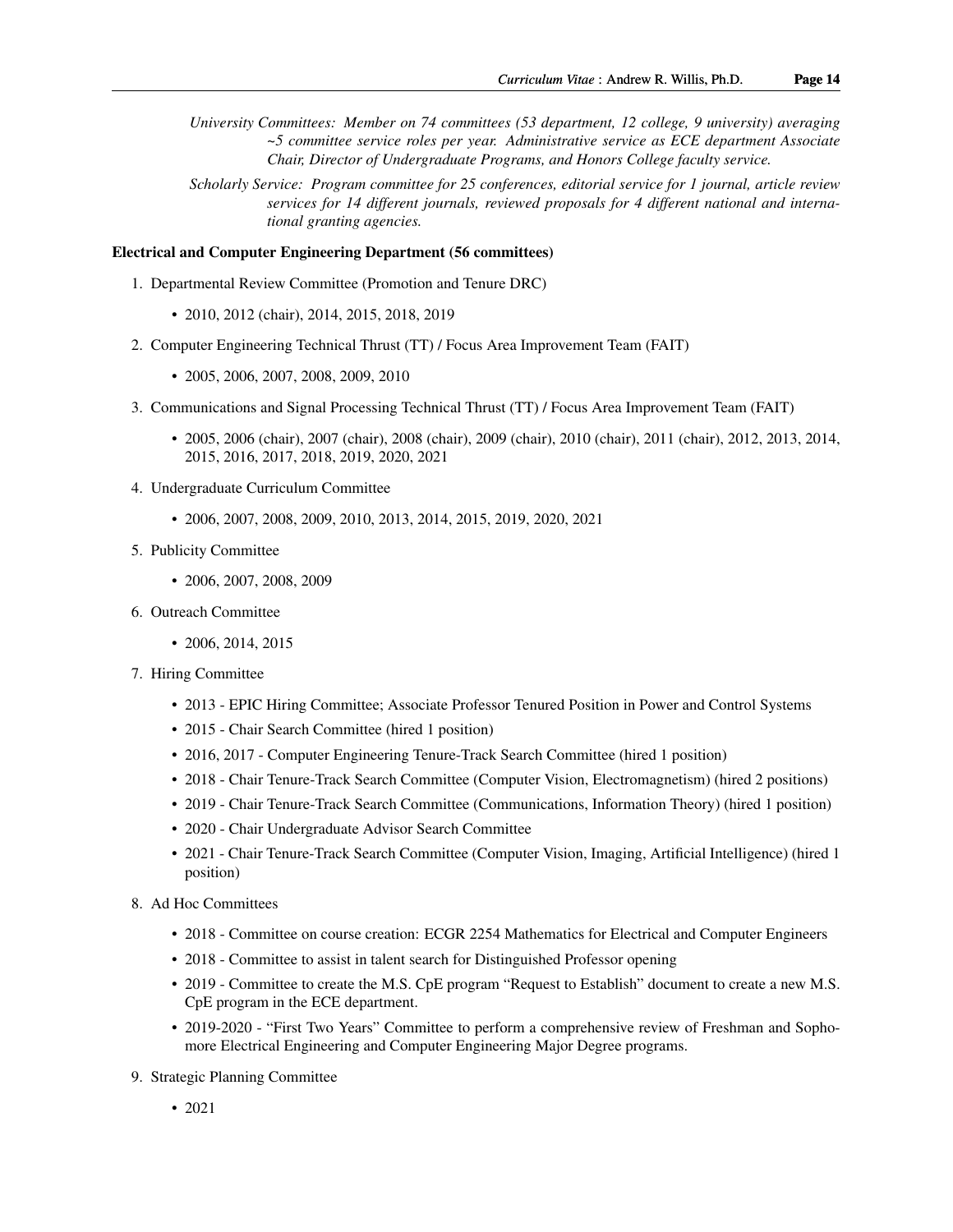*University Committees: Member on 74 committees (53 department, 12 college, 9 university) averaging ~5 committee service roles per year. Administrative service as ECE department Associate Chair, Director of Undergraduate Programs, and Honors College faculty service.*

*Scholarly Service: Program committee for 25 conferences, editorial service for 1 journal, article review services for 14 different journals, reviewed proposals for 4 different national and international granting agencies.*

**Electrical and Computer Engineering Department (56 committees)**

1. Departmental Review Committee (Promotion and Tenure DRC)
   - 2010, 2012 (chair), 2014, 2015, 2018, 2019
2. Computer Engineering Technical Thrust (TT) / Focus Area Improvement Team (FAIT)
   - 2005, 2006, 2007, 2008, 2009, 2010
3. Communications and Signal Processing Technical Thrust (TT) / Focus Area Improvement Team (FAIT)
   - 2005, 2006 (chair), 2007 (chair), 2008 (chair), 2009 (chair), 2010 (chair), 2011 (chair), 2012, 2013, 2014, 2015, 2016, 2017, 2018, 2019, 2020, 2021
4. Undergraduate Curriculum Committee
   - 2006, 2007, 2008, 2009, 2010, 2013, 2014, 2015, 2019, 2020, 2021
5. Publicity Committee
   - 2006, 2007, 2008, 2009
6. Outreach Committee
   - 2006, 2014, 2015
7. Hiring Committee
   - 2013 - EPIC Hiring Committee; Associate Professor Tenured Position in Power and Control Systems
   - 2015 - Chair Search Committee (hired 1 position)
   - 2016, 2017 - Computer Engineering Tenure-Track Search Committee (hired 1 position)
   - 2018 - Chair Tenure-Track Search Committee (Computer Vision, Electromagnetism) (hired 2 positions)
   - 2019 - Chair Tenure-Track Search Committee (Communications, Information Theory) (hired 1 position)
   - 2020 - Chair Undergraduate Advisor Search Committee
   - 2021 - Chair Tenure-Track Search Committee (Computer Vision, Imaging, Artificial Intelligence) (hired 1 position)
8. Ad Hoc Committees
   - 2018 - Committee on course creation: ECGR 2254 Mathematics for Electrical and Computer Engineers
   - 2018 - Committee to assist in talent search for Distinguished Professor opening
   - 2019 - Committee to create the M.S. CpE program "Request to Establish" document to create a new M.S. CpE program in the ECE department.
   - 2019-2020 - "First Two Years" Committee to perform a comprehensive review of Freshman and Sophomore Electrical Engineering and Computer Engineering Major Degree programs.
9. Strategic Planning Committee
   - 2021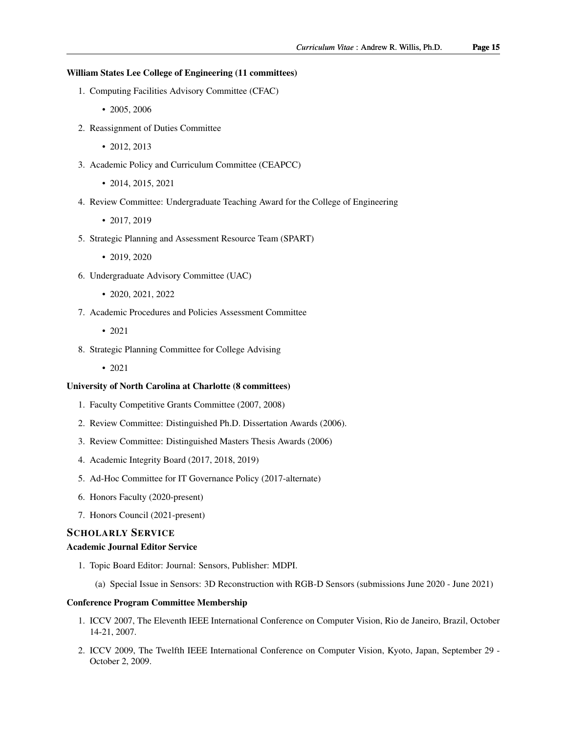**William States Lee College of Engineering (11 committees)**

1. Computing Facilities Advisory Committee (CFAC)
   - 2005, 2006
2. Reassignment of Duties Committee
   - 2012, 2013
3. Academic Policy and Curriculum Committee (CEAPCC)
   - 2014, 2015, 2021
4. Review Committee: Undergraduate Teaching Award for the College of Engineering
   - 2017, 2019
5. Strategic Planning and Assessment Resource Team (SPART)
   - 2019, 2020
6. Undergraduate Advisory Committee (UAC)
   - 2020, 2021, 2022
7. Academic Procedures and Policies Assessment Committee
   - 2021
8. Strategic Planning Committee for College Advising
   - 2021

**University of North Carolina at Charlotte (8 committees)**

1. Faculty Competitive Grants Committee (2007, 2008)
2. Review Committee: Distinguished Ph.D. Dissertation Awards (2006).
3. Review Committee: Distinguished Masters Thesis Awards (2006)
4. Academic Integrity Board (2017, 2018, 2019)
5. Ad-Hoc Committee for IT Governance Policy (2017-alternate)
6. Honors Faculty (2020-present)
7. Honors Council (2021-present)

## SCHOLARLY SERVICE

**Academic Journal Editor Service**

1. Topic Board Editor: Journal: Sensors, Publisher: MDPI.
   (a) Special Issue in Sensors: 3D Reconstruction with RGB-D Sensors (submissions June 2020 - June 2021)

**Conference Program Committee Membership**

1. ICCV 2007, The Eleventh IEEE International Conference on Computer Vision, Rio de Janeiro, Brazil, October 14-21, 2007.
2. ICCV 2009, The Twelfth IEEE International Conference on Computer Vision, Kyoto, Japan, September 29 - October 2, 2009.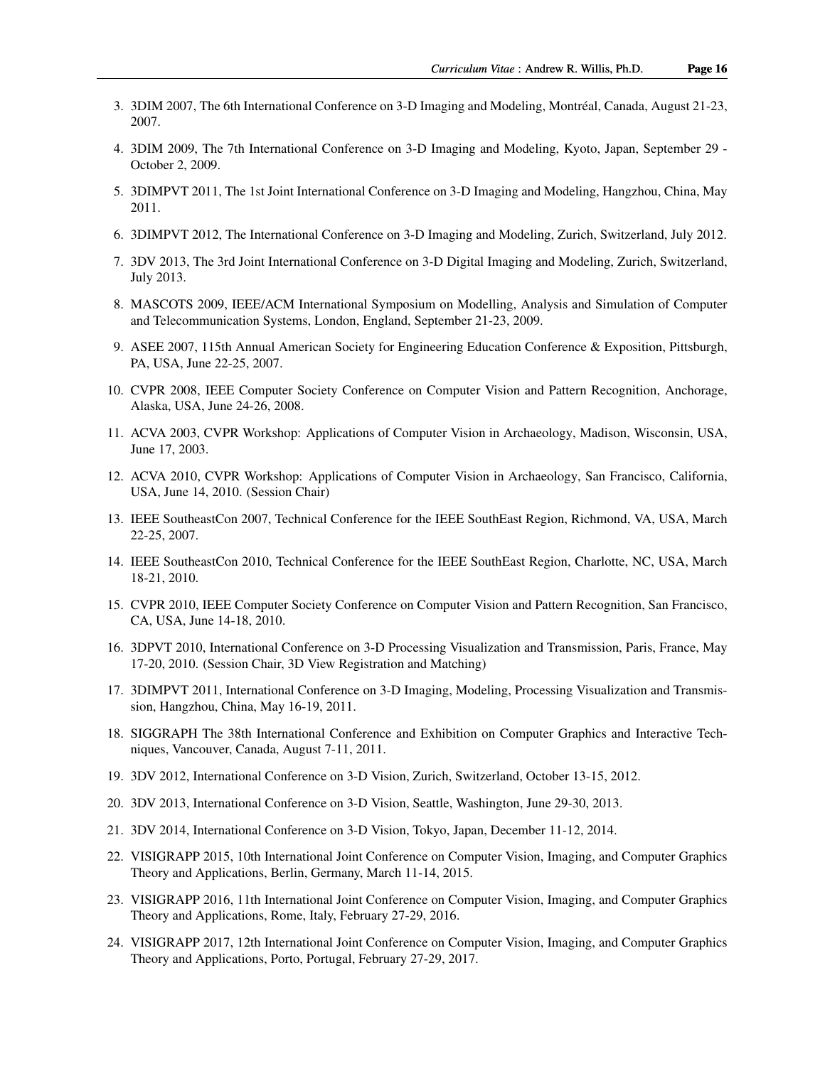3. 3DIM 2007, The 6th International Conference on 3-D Imaging and Modeling, Montréal, Canada, August 21-23, 2007.
4. 3DIM 2009, The 7th International Conference on 3-D Imaging and Modeling, Kyoto, Japan, September 29 - October 2, 2009.
5. 3DIMPVT 2011, The 1st Joint International Conference on 3-D Imaging and Modeling, Hangzhou, China, May 2011.
6. 3DIMPVT 2012, The International Conference on 3-D Imaging and Modeling, Zurich, Switzerland, July 2012.
7. 3DV 2013, The 3rd Joint International Conference on 3-D Digital Imaging and Modeling, Zurich, Switzerland, July 2013.
8. MASCOTS 2009, IEEE/ACM International Symposium on Modelling, Analysis and Simulation of Computer and Telecommunication Systems, London, England, September 21-23, 2009.
9. ASEE 2007, 115th Annual American Society for Engineering Education Conference & Exposition, Pittsburgh, PA, USA, June 22-25, 2007.
10. CVPR 2008, IEEE Computer Society Conference on Computer Vision and Pattern Recognition, Anchorage, Alaska, USA, June 24-26, 2008.
11. ACVA 2003, CVPR Workshop: Applications of Computer Vision in Archaeology, Madison, Wisconsin, USA, June 17, 2003.
12. ACVA 2010, CVPR Workshop: Applications of Computer Vision in Archaeology, San Francisco, California, USA, June 14, 2010. (Session Chair)
13. IEEE SoutheastCon 2007, Technical Conference for the IEEE SouthEast Region, Richmond, VA, USA, March 22-25, 2007.
14. IEEE SoutheastCon 2010, Technical Conference for the IEEE SouthEast Region, Charlotte, NC, USA, March 18-21, 2010.
15. CVPR 2010, IEEE Computer Society Conference on Computer Vision and Pattern Recognition, San Francisco, CA, USA, June 14-18, 2010.
16. 3DPVT 2010, International Conference on 3-D Processing Visualization and Transmission, Paris, France, May 17-20, 2010. (Session Chair, 3D View Registration and Matching)
17. 3DIMPVT 2011, International Conference on 3-D Imaging, Modeling, Processing Visualization and Transmission, Hangzhou, China, May 16-19, 2011.
18. SIGGRAPH The 38th International Conference and Exhibition on Computer Graphics and Interactive Techniques, Vancouver, Canada, August 7-11, 2011.
19. 3DV 2012, International Conference on 3-D Vision, Zurich, Switzerland, October 13-15, 2012.
20. 3DV 2013, International Conference on 3-D Vision, Seattle, Washington, June 29-30, 2013.
21. 3DV 2014, International Conference on 3-D Vision, Tokyo, Japan, December 11-12, 2014.
22. VISIGRAPP 2015, 10th International Joint Conference on Computer Vision, Imaging, and Computer Graphics Theory and Applications, Berlin, Germany, March 11-14, 2015.
23. VISIGRAPP 2016, 11th International Joint Conference on Computer Vision, Imaging, and Computer Graphics Theory and Applications, Rome, Italy, February 27-29, 2016.
24. VISIGRAPP 2017, 12th International Joint Conference on Computer Vision, Imaging, and Computer Graphics Theory and Applications, Porto, Portugal, February 27-29, 2017.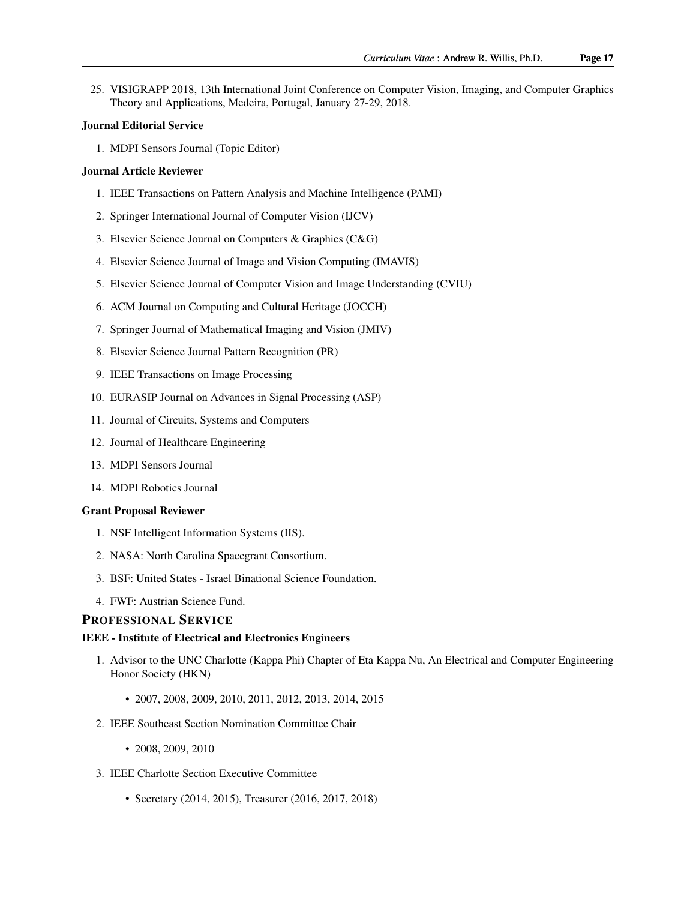25. VISIGRAPP 2018, 13th International Joint Conference on Computer Vision, Imaging, and Computer Graphics Theory and Applications, Medeira, Portugal, January 27-29, 2018.

**Journal Editorial Service**

1. MDPI Sensors Journal (Topic Editor)

**Journal Article Reviewer**

1. IEEE Transactions on Pattern Analysis and Machine Intelligence (PAMI)
2. Springer International Journal of Computer Vision (IJCV)
3. Elsevier Science Journal on Computers & Graphics (C&G)
4. Elsevier Science Journal of Image and Vision Computing (IMAVIS)
5. Elsevier Science Journal of Computer Vision and Image Understanding (CVIU)
6. ACM Journal on Computing and Cultural Heritage (JOCCH)
7. Springer Journal of Mathematical Imaging and Vision (JMIV)
8. Elsevier Science Journal Pattern Recognition (PR)
9. IEEE Transactions on Image Processing
10. EURASIP Journal on Advances in Signal Processing (ASP)
11. Journal of Circuits, Systems and Computers
12. Journal of Healthcare Engineering
13. MDPI Sensors Journal
14. MDPI Robotics Journal

**Grant Proposal Reviewer**

1. NSF Intelligent Information Systems (IIS).
2. NASA: North Carolina Spacegrant Consortium.
3. BSF: United States - Israel Binational Science Foundation.
4. FWF: Austrian Science Fund.

## PROFESSIONAL SERVICE

**IEEE - Institute of Electrical and Electronics Engineers**

1. Advisor to the UNC Charlotte (Kappa Phi) Chapter of Eta Kappa Nu, An Electrical and Computer Engineering Honor Society (HKN)
   - 2007, 2008, 2009, 2010, 2011, 2012, 2013, 2014, 2015
2. IEEE Southeast Section Nomination Committee Chair
   - 2008, 2009, 2010
3. IEEE Charlotte Section Executive Committee
   - Secretary (2014, 2015), Treasurer (2016, 2017, 2018)